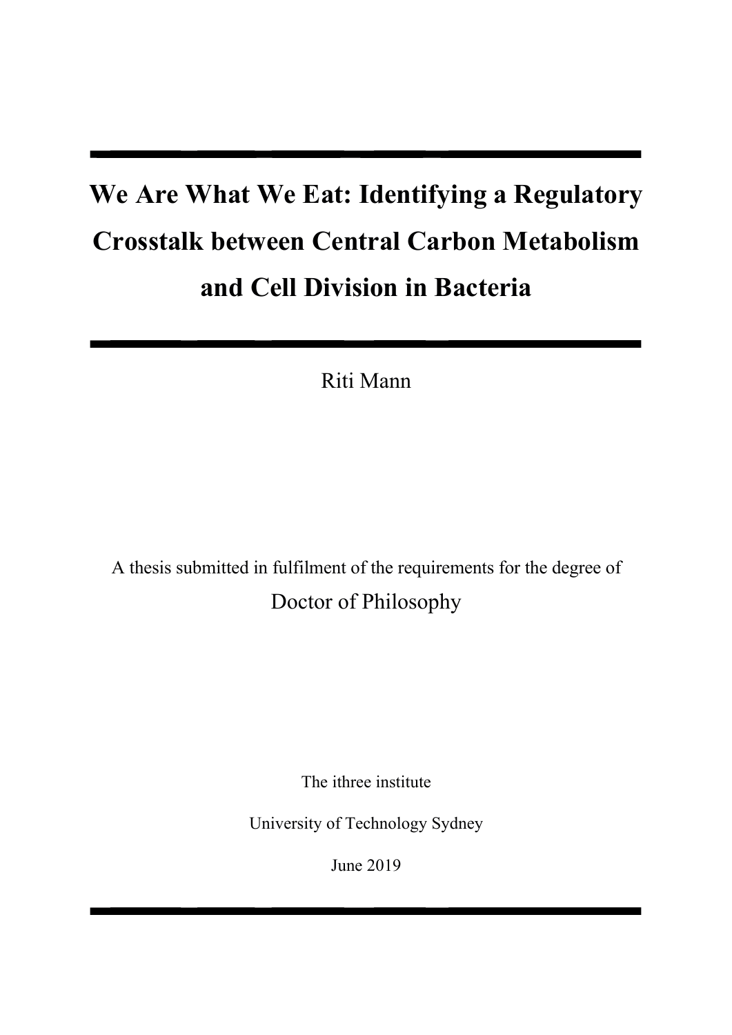# We Are What We Eat: Identifying a Regulatory Crosstalk between Central Carbon Metabolism and Cell Division in Bacteria

Riti Mann

A thesis submitted in fulfilment of the requirements for the degree of

Doctor of Philosophy

The ithree institute

University of Technology Sydney

June 2019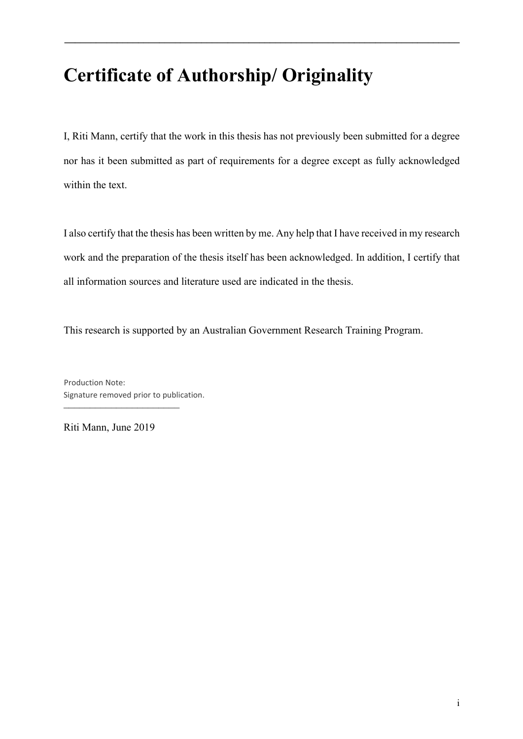# Certificate of Authorship/ Originality

I, Riti Mann, certify that the work in this thesis has not previously been submitted for a degree nor has it been submitted as part of requirements for a degree except as fully acknowledged within the text.

I also certify that the thesis has been written by me. Any help that I have received in my research work and the preparation of the thesis itself has been acknowledged. In addition, I certify that all information sources and literature used are indicated in the thesis.

This research is supported by an Australian Government Research Training Program.

Production Note:
Signature removed prior to publication.

Riti Mann, June 2019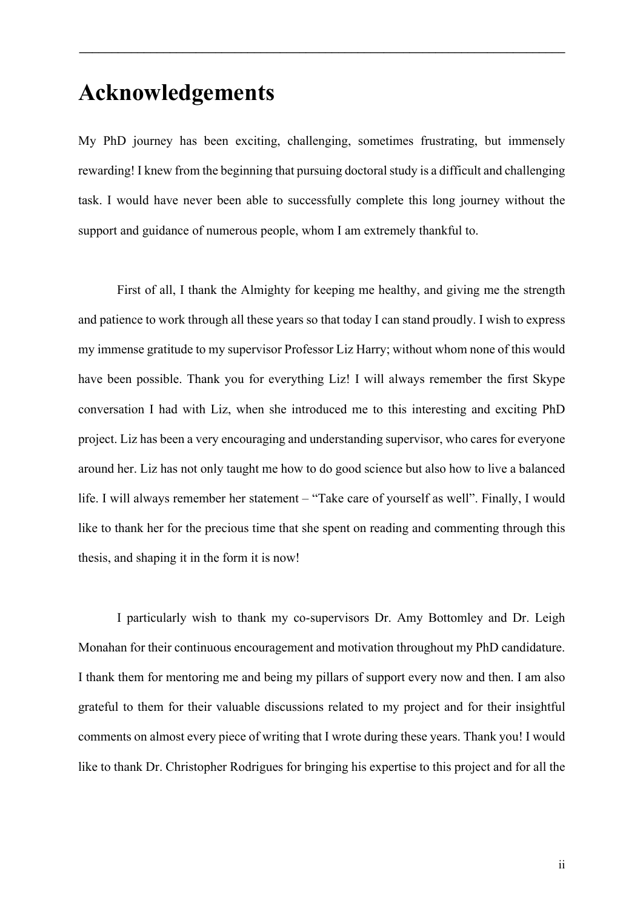# Acknowledgements

My PhD journey has been exciting, challenging, sometimes frustrating, but immensely rewarding! I knew from the beginning that pursuing doctoral study is a difficult and challenging task. I would have never been able to successfully complete this long journey without the support and guidance of numerous people, whom I am extremely thankful to.

First of all, I thank the Almighty for keeping me healthy, and giving me the strength and patience to work through all these years so that today I can stand proudly. I wish to express my immense gratitude to my supervisor Professor Liz Harry; without whom none of this would have been possible. Thank you for everything Liz! I will always remember the first Skype conversation I had with Liz, when she introduced me to this interesting and exciting PhD project. Liz has been a very encouraging and understanding supervisor, who cares for everyone around her. Liz has not only taught me how to do good science but also how to live a balanced life. I will always remember her statement – "Take care of yourself as well". Finally, I would like to thank her for the precious time that she spent on reading and commenting through this thesis, and shaping it in the form it is now!

I particularly wish to thank my co-supervisors Dr. Amy Bottomley and Dr. Leigh Monahan for their continuous encouragement and motivation throughout my PhD candidature. I thank them for mentoring me and being my pillars of support every now and then. I am also grateful to them for their valuable discussions related to my project and for their insightful comments on almost every piece of writing that I wrote during these years. Thank you! I would like to thank Dr. Christopher Rodrigues for bringing his expertise to this project and for all the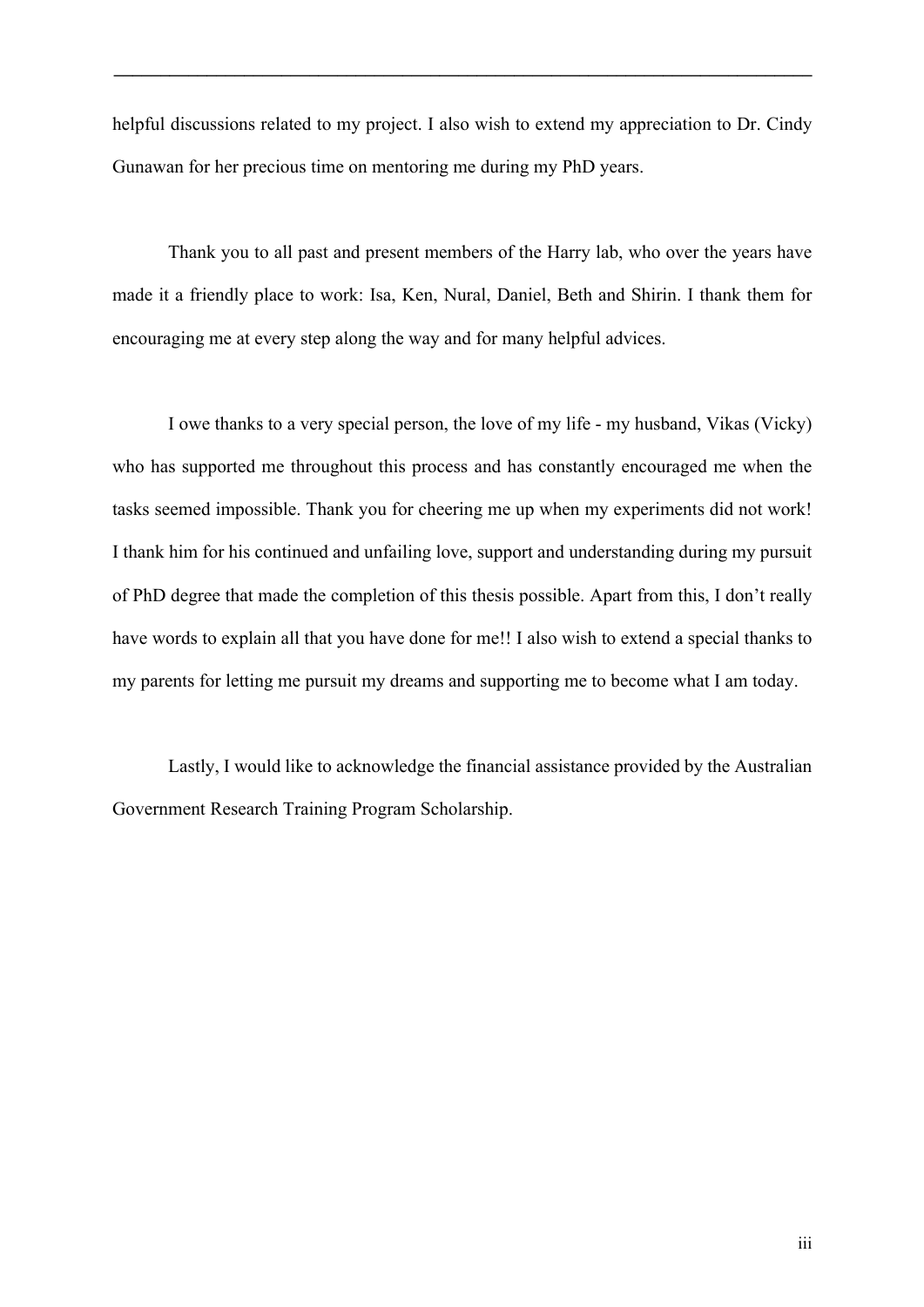helpful discussions related to my project. I also wish to extend my appreciation to Dr. Cindy Gunawan for her precious time on mentoring me during my PhD years.

Thank you to all past and present members of the Harry lab, who over the years have made it a friendly place to work: Isa, Ken, Nural, Daniel, Beth and Shirin. I thank them for encouraging me at every step along the way and for many helpful advices.

I owe thanks to a very special person, the love of my life - my husband, Vikas (Vicky) who has supported me throughout this process and has constantly encouraged me when the tasks seemed impossible. Thank you for cheering me up when my experiments did not work! I thank him for his continued and unfailing love, support and understanding during my pursuit of PhD degree that made the completion of this thesis possible. Apart from this, I don't really have words to explain all that you have done for me!! I also wish to extend a special thanks to my parents for letting me pursuit my dreams and supporting me to become what I am today.

Lastly, I would like to acknowledge the financial assistance provided by the Australian Government Research Training Program Scholarship.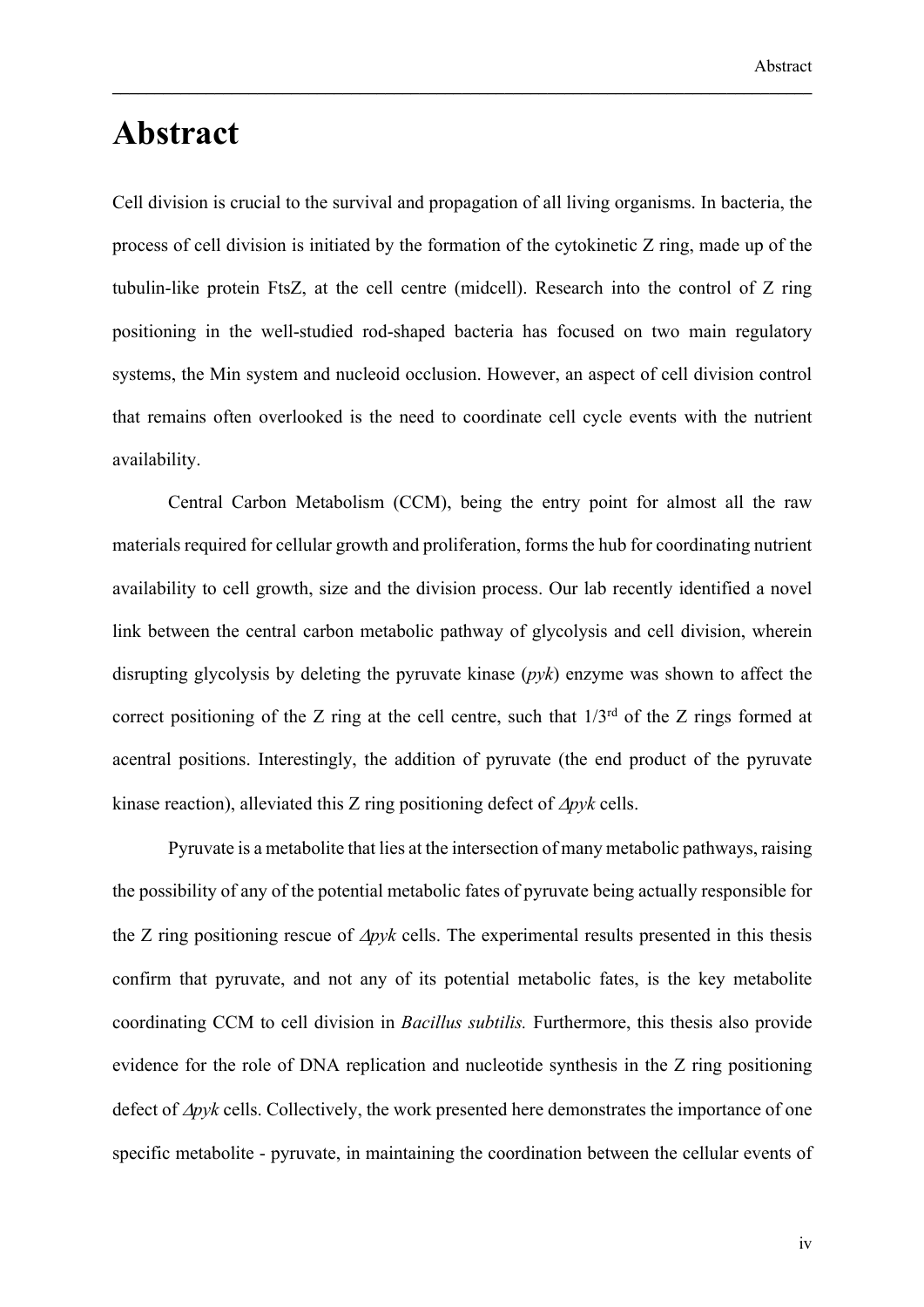# Abstract

Cell division is crucial to the survival and propagation of all living organisms. In bacteria, the process of cell division is initiated by the formation of the cytokinetic Z ring, made up of the tubulin-like protein FtsZ, at the cell centre (midcell). Research into the control of Z ring positioning in the well-studied rod-shaped bacteria has focused on two main regulatory systems, the Min system and nucleoid occlusion. However, an aspect of cell division control that remains often overlooked is the need to coordinate cell cycle events with the nutrient availability.

Central Carbon Metabolism (CCM), being the entry point for almost all the raw materials required for cellular growth and proliferation, forms the hub for coordinating nutrient availability to cell growth, size and the division process. Our lab recently identified a novel link between the central carbon metabolic pathway of glycolysis and cell division, wherein disrupting glycolysis by deleting the pyruvate kinase (*pyk*) enzyme was shown to affect the correct positioning of the Z ring at the cell centre, such that 1/3rd of the Z rings formed at acentral positions. Interestingly, the addition of pyruvate (the end product of the pyruvate kinase reaction), alleviated this Z ring positioning defect of $\Delta$*pyk* cells.

Pyruvate is a metabolite that lies at the intersection of many metabolic pathways, raising the possibility of any of the potential metabolic fates of pyruvate being actually responsible for the Z ring positioning rescue of $\Delta$*pyk* cells. The experimental results presented in this thesis confirm that pyruvate, and not any of its potential metabolic fates, is the key metabolite coordinating CCM to cell division in *Bacillus subtilis.* Furthermore, this thesis also provide evidence for the role of DNA replication and nucleotide synthesis in the Z ring positioning defect of $\Delta$*pyk* cells. Collectively, the work presented here demonstrates the importance of one specific metabolite - pyruvate, in maintaining the coordination between the cellular events of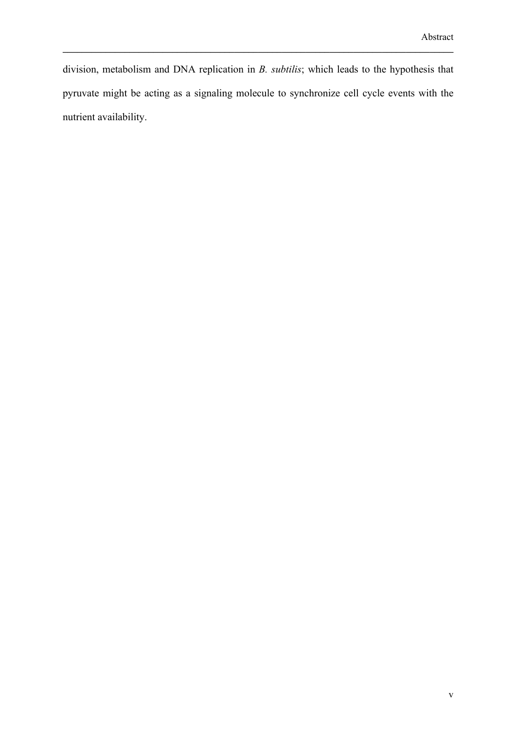division, metabolism and DNA replication in *B. subtilis*; which leads to the hypothesis that pyruvate might be acting as a signaling molecule to synchronize cell cycle events with the nutrient availability.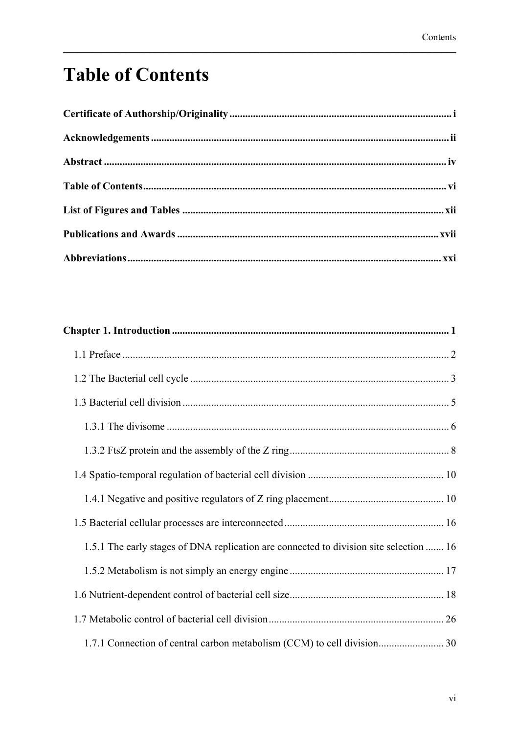# Table of Contents

**Certificate of Authorship/Originality** ..... **i**

**Acknowledgements** ..... **ii**

**Abstract** ..... **iv**

**Table of Contents** ..... **vi**

**List of Figures and Tables** ..... **xii**

**Publications and Awards** ..... **xvii**

**Abbreviations** ..... **xxi**

**Chapter 1. Introduction** ..... **1**

- 1.1 Preface ..... 2
- 1.2 The Bacterial cell cycle ..... 3
- 1.3 Bacterial cell division ..... 5
  - 1.3.1 The divisome ..... 6
  - 1.3.2 FtsZ protein and the assembly of the Z ring ..... 8
- 1.4 Spatio-temporal regulation of bacterial cell division ..... 10
  - 1.4.1 Negative and positive regulators of Z ring placement ..... 10
- 1.5 Bacterial cellular processes are interconnected ..... 16
  - 1.5.1 The early stages of DNA replication are connected to division site selection ..... 16
  - 1.5.2 Metabolism is not simply an energy engine ..... 17
- 1.6 Nutrient-dependent control of bacterial cell size ..... 18
- 1.7 Metabolic control of bacterial cell division ..... 26
  - 1.7.1 Connection of central carbon metabolism (CCM) to cell division ..... 30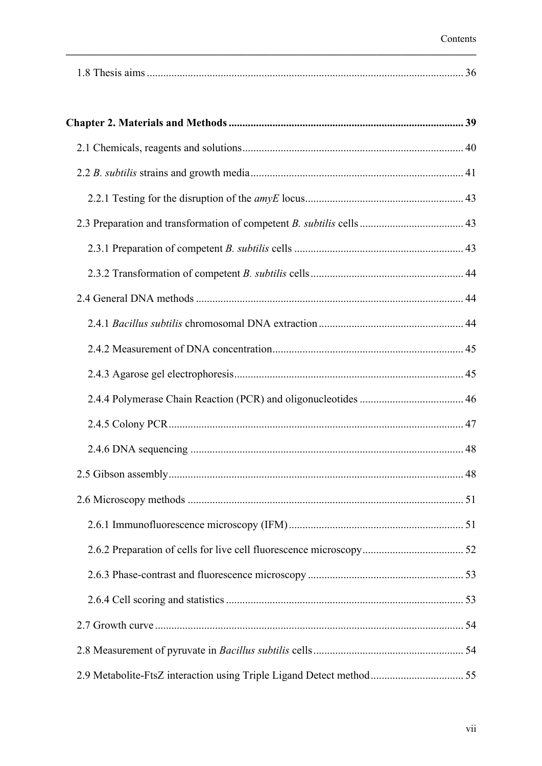1.8 Thesis aims .................................................................................................................. 36

**Chapter 2. Materials and Methods ..................................................................................... 39**

2.1 Chemicals, reagents and solutions................................................................................ 40

2.2 *B. subtilis* strains and growth media............................................................................ 41

2.2.1 Testing for the disruption of the *amyE* locus......................................................... 43

2.3 Preparation and transformation of competent *B. subtilis* cells ...................................... 43

2.3.1 Preparation of competent *B. subtilis* cells ............................................................. 43

2.3.2 Transformation of competent *B. subtilis* cells ....................................................... 44

2.4 General DNA methods ................................................................................................. 44

2.4.1 *Bacillus subtilis* chromosomal DNA extraction .................................................... 44

2.4.2 Measurement of DNA concentration..................................................................... 45

2.4.3 Agarose gel electrophoresis................................................................................... 45

2.4.4 Polymerase Chain Reaction (PCR) and oligonucleotides ...................................... 46

2.4.5 Colony PCR........................................................................................................... 47

2.4.6 DNA sequencing ................................................................................................... 48

2.5 Gibson assembly........................................................................................................... 48

2.6 Microscopy methods .................................................................................................... 51

2.6.1 Immunofluorescence microscopy (IFM) ............................................................... 51

2.6.2 Preparation of cells for live cell fluorescence microscopy.................................... 52

2.6.3 Phase-contrast and fluorescence microscopy ........................................................ 53

2.6.4 Cell scoring and statistics ...................................................................................... 53

2.7 Growth curve ................................................................................................................ 54

2.8 Measurement of pyruvate in *Bacillus subtilis* cells....................................................... 54

2.9 Metabolite-FtsZ interaction using Triple Ligand Detect method................................. 55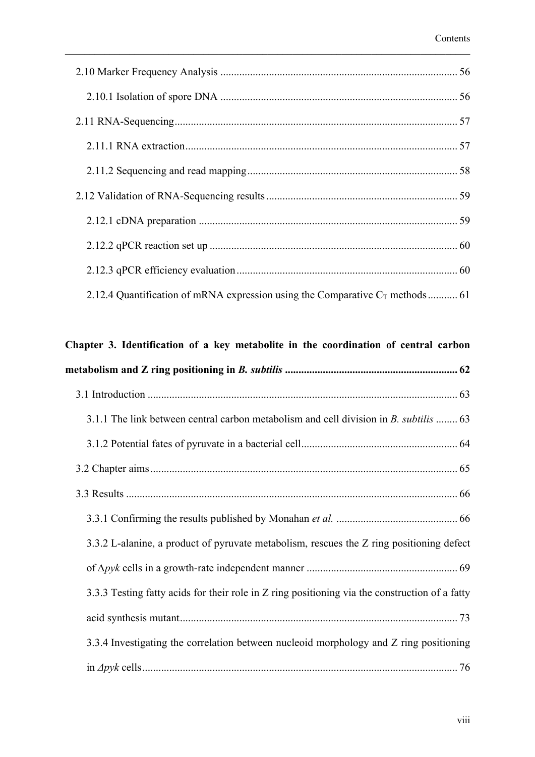2.10 Marker Frequency Analysis ........................................................................................ 56

2.10.1 Isolation of spore DNA ........................................................................................ 56

2.11 RNA-Sequencing......................................................................................................... 57

2.11.1 RNA extraction..................................................................................................... 57

2.11.2 Sequencing and read mapping............................................................................. 58

2.12 Validation of RNA-Sequencing results....................................................................... 59

2.12.1 cDNA preparation ................................................................................................ 59

2.12.2 qPCR reaction set up ............................................................................................ 60

2.12.3 qPCR efficiency evaluation.................................................................................. 60

2.12.4 Quantification of mRNA expression using the Comparative $C_T$ methods........... 61

**Chapter 3. Identification of a key metabolite in the coordination of central carbon metabolism and Z ring positioning in *B. subtilis* ................................................................ 62**

3.1 Introduction .................................................................................................................. 63

3.1.1 The link between central carbon metabolism and cell division in *B. subtilis* ........ 63

3.1.2 Potential fates of pyruvate in a bacterial cell.......................................................... 64

3.2 Chapter aims.................................................................................................................. 65

3.3 Results ........................................................................................................................... 66

3.3.1 Confirming the results published by Monahan *et al.* ............................................. 66

3.3.2 L-alanine, a product of pyruvate metabolism, rescues the Z ring positioning defect of Δ*pyk* cells in a growth-rate independent manner ........................................................ 69

3.3.3 Testing fatty acids for their role in Z ring positioning via the construction of a fatty acid synthesis mutant....................................................................................................... 73

3.3.4 Investigating the correlation between nucleoid morphology and Z ring positioning in *Δpyk* cells..................................................................................................................... 76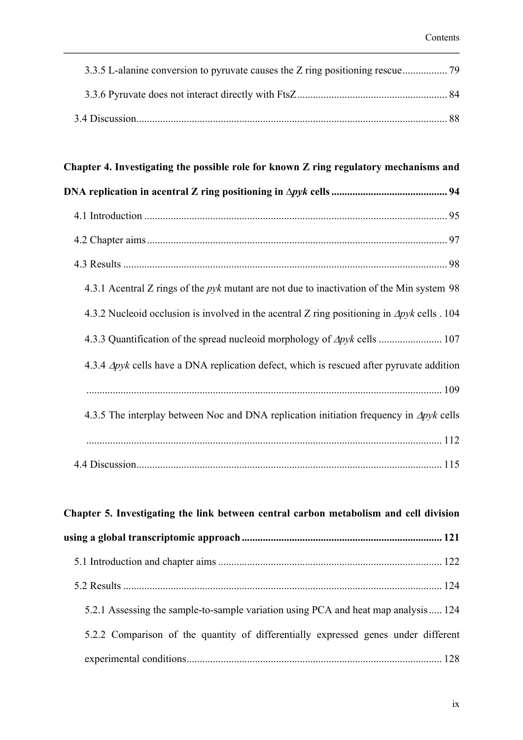3.3.5 L-alanine conversion to pyruvate causes the Z ring positioning rescue ................. 79

3.3.6 Pyruvate does not interact directly with FtsZ ......................................................... 84

3.4 Discussion ..................................................................................................................... 88

**Chapter 4. Investigating the possible role for known Z ring regulatory mechanisms and DNA replication in acentral Z ring positioning in Δ*pyk* cells ........................................... 94**

4.1 Introduction ................................................................................................................. 95

4.2 Chapter aims ................................................................................................................ 97

4.3 Results ......................................................................................................................... 98

4.3.1 Acentral Z rings of the *pyk* mutant are not due to inactivation of the Min system 98

4.3.2 Nucleoid occlusion is involved in the acentral Z ring positioning in Δ*pyk* cells . 104

4.3.3 Quantification of the spread nucleoid morphology of Δ*pyk* cells ........................ 107

4.3.4 Δ*pyk* cells have a DNA replication defect, which is rescued after pyruvate addition ...................................................................................................................... 109

4.3.5 The interplay between Noc and DNA replication initiation frequency in Δ*pyk* cells ...................................................................................................................... 112

4.4 Discussion ................................................................................................................... 115

**Chapter 5. Investigating the link between central carbon metabolism and cell division using a global transcriptomic approach ........................................................................... 121**

5.1 Introduction and chapter aims .................................................................................... 122

5.2 Results ........................................................................................................................ 124

5.2.1 Assessing the sample-to-sample variation using PCA and heat map analysis ..... 124

5.2.2 Comparison of the quantity of differentially expressed genes under different experimental conditions ................................................................................................ 128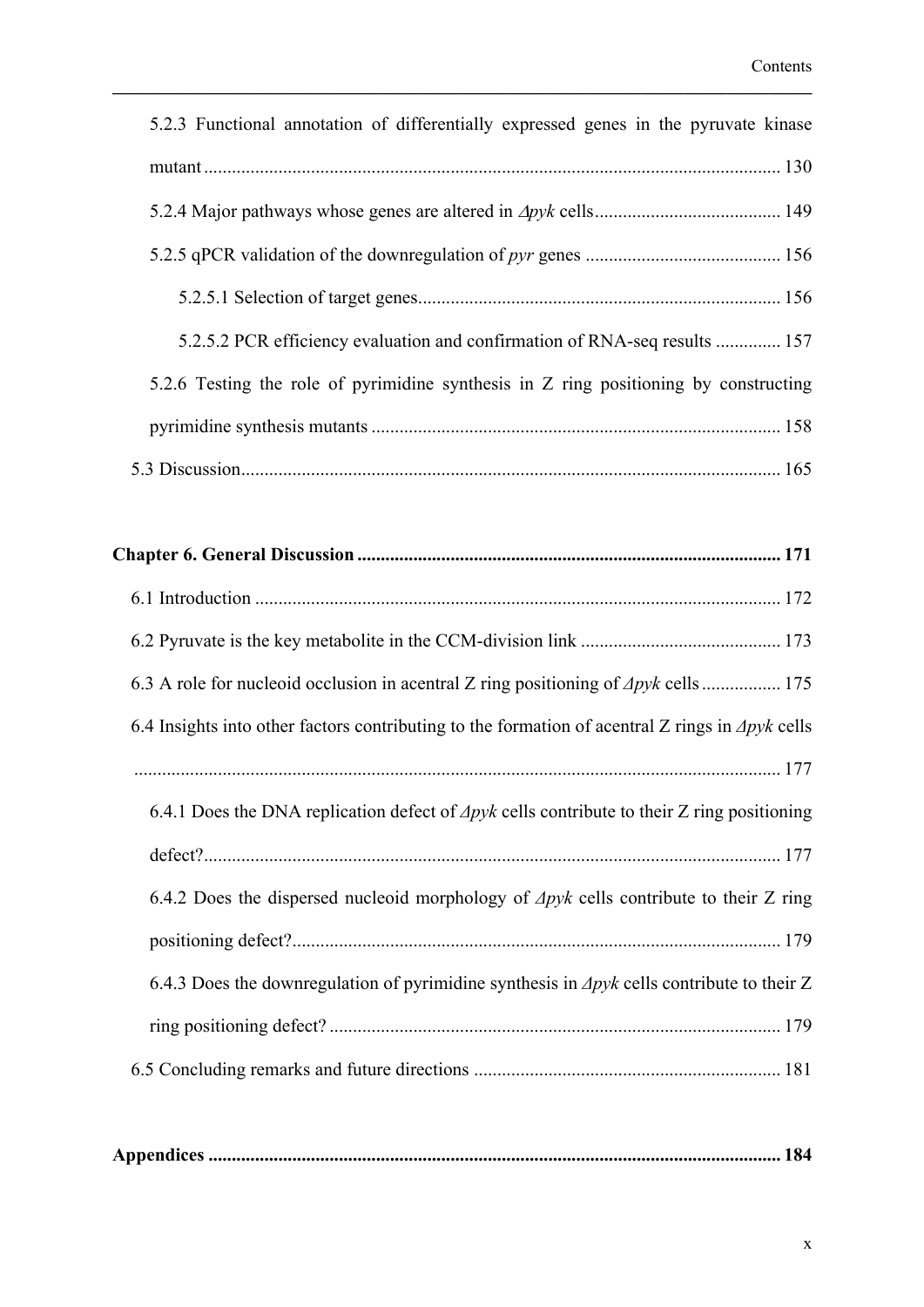5.2.3 Functional annotation of differentially expressed genes in the pyruvate kinase mutant ........................................................................................................... 130

5.2.4 Major pathways whose genes are altered in *Δpyk* cells........................................ 149

5.2.5 qPCR validation of the downregulation of *pyr* genes .......................................... 156

5.2.5.1 Selection of target genes............................................................................. 156

5.2.5.2 PCR efficiency evaluation and confirmation of RNA-seq results .............. 157

5.2.6 Testing the role of pyrimidine synthesis in Z ring positioning by constructing pyrimidine synthesis mutants ....................................................................................... 158

5.3 Discussion................................................................................................................... 165

**Chapter 6. General Discussion ........................................................................................... 171**

6.1 Introduction ................................................................................................................ 172

6.2 Pyruvate is the key metabolite in the CCM-division link ........................................... 173

6.3 A role for nucleoid occlusion in acentral Z ring positioning of *Δpyk* cells ................. 175

6.4 Insights into other factors contributing to the formation of acentral Z rings in *Δpyk* cells .......................................................................................................................... 177

6.4.1 Does the DNA replication defect of *Δpyk* cells contribute to their Z ring positioning defect?........................................................................................................... 177

6.4.2 Does the dispersed nucleoid morphology of *Δpyk* cells contribute to their Z ring positioning defect?........................................................................................................ 179

6.4.3 Does the downregulation of pyrimidine synthesis in *Δpyk* cells contribute to their Z ring positioning defect? ................................................................................................ 179

6.5 Concluding remarks and future directions ................................................................. 181

**Appendices ........................................................................................................................... 184**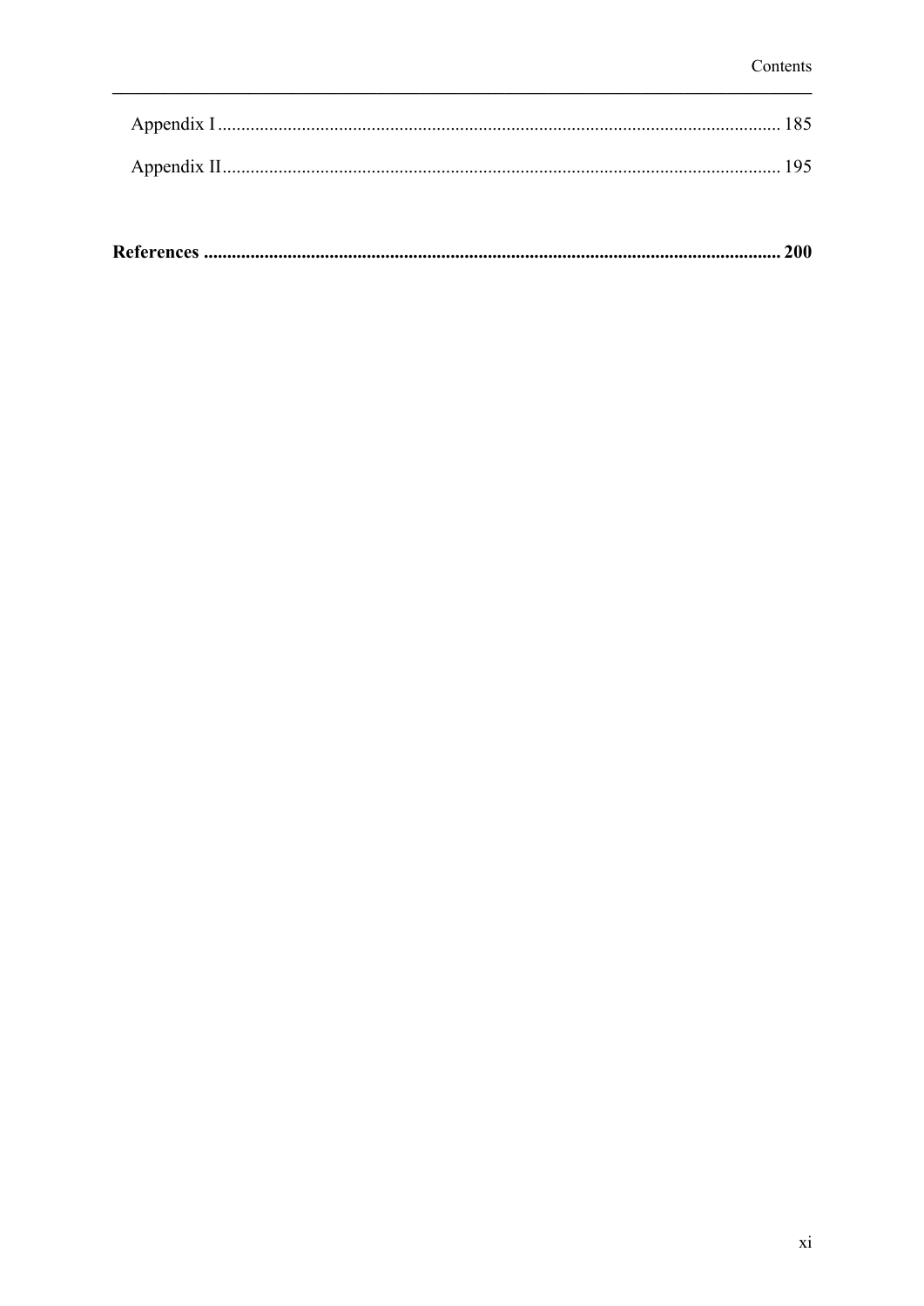Appendix I ........................................................................................................................ 185

Appendix II....................................................................................................................... 195

**References ........................................................................................................................... 200**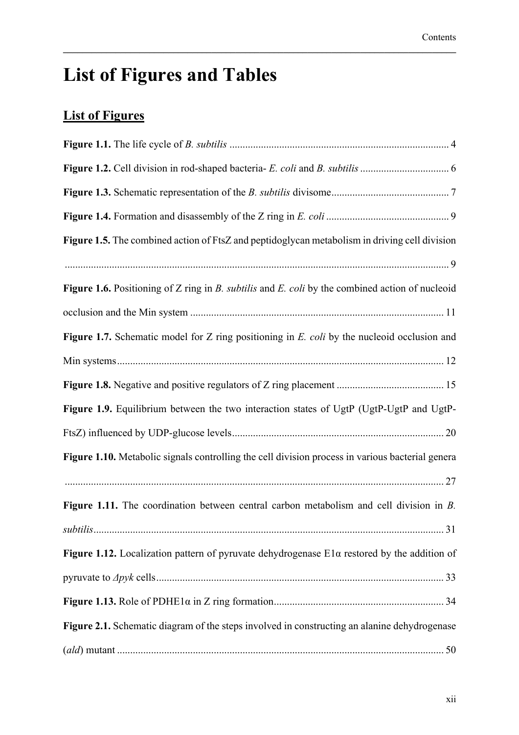# List of Figures and Tables

## List of Figures

**Figure 1.1.** The life cycle of *B. subtilis* .................................................................................... 4

**Figure 1.2.** Cell division in rod-shaped bacteria- *E. coli* and *B. subtilis* .................................. 6

**Figure 1.3.** Schematic representation of the *B. subtilis* divisome............................................. 7

**Figure 1.4.** Formation and disassembly of the Z ring in *E. coli* .............................................. 9

**Figure 1.5.** The combined action of FtsZ and peptidoglycan metabolism in driving cell division ................................................................................................................................. 9

**Figure 1.6.** Positioning of Z ring in *B. subtilis* and *E. coli* by the combined action of nucleoid occlusion and the Min system ................................................................................................ 11

**Figure 1.7.** Schematic model for Z ring positioning in *E. coli* by the nucleoid occlusion and Min systems............................................................................................................................ 12

**Figure 1.8.** Negative and positive regulators of Z ring placement ......................................... 15

**Figure 1.9.** Equilibrium between the two interaction states of UgtP (UgtP-UgtP and UgtP-FtsZ) influenced by UDP-glucose levels................................................................................ 20

**Figure 1.10.** Metabolic signals controlling the cell division process in various bacterial genera ................................................................................................................................. 27

**Figure 1.11.** The coordination between central carbon metabolism and cell division in *B. subtilis*.................................................................................................................................... 31

**Figure 1.12.** Localization pattern of pyruvate dehydrogenase E1α restored by the addition of pyruvate to *Δpyk* cells............................................................................................................. 33

**Figure 1.13.** Role of PDHE1α in Z ring formation................................................................. 34

**Figure 2.1.** Schematic diagram of the steps involved in constructing an alanine dehydrogenase (*ald*) mutant ............................................................................................................................ 50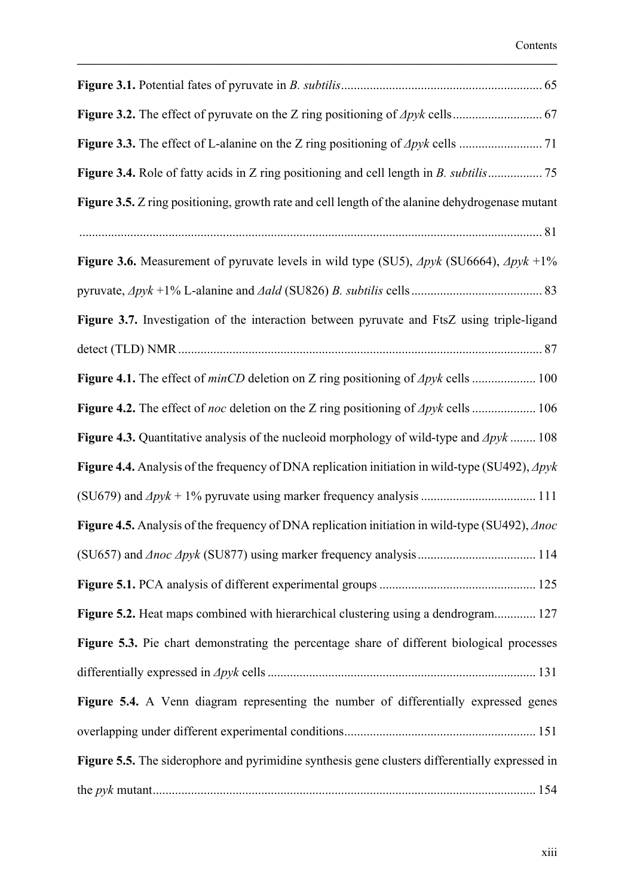**Figure 3.1.** Potential fates of pyruvate in *B. subtilis* ............................................................. 65

**Figure 3.2.** The effect of pyruvate on the Z ring positioning of *Δpyk* cells ........................... 67

**Figure 3.3.** The effect of L-alanine on the Z ring positioning of *Δpyk* cells .......................... 71

**Figure 3.4.** Role of fatty acids in Z ring positioning and cell length in *B. subtilis* ................ 75

**Figure 3.5.** Z ring positioning, growth rate and cell length of the alanine dehydrogenase mutant ............................................................................................................................... 81

**Figure 3.6.** Measurement of pyruvate levels in wild type (SU5), *Δpyk* (SU6664), *Δpyk* +1% pyruvate, *Δpyk* +1% L-alanine and *Δald* (SU826) *B. subtilis* cells ........................................ 83

**Figure 3.7.** Investigation of the interaction between pyruvate and FtsZ using triple-ligand detect (TLD) NMR ................................................................................................................ 87

**Figure 4.1.** The effect of *minCD* deletion on Z ring positioning of *Δpyk* cells ................... 100

**Figure 4.2.** The effect of *noc* deletion on the Z ring positioning of *Δpyk* cells ................... 106

**Figure 4.3.** Quantitative analysis of the nucleoid morphology of wild-type and *Δpyk* ........ 108

**Figure 4.4.** Analysis of the frequency of DNA replication initiation in wild-type (SU492), *Δpyk* (SU679) and *Δpyk* + 1% pyruvate using marker frequency analysis ................................... 111

**Figure 4.5.** Analysis of the frequency of DNA replication initiation in wild-type (SU492), *Δnoc* (SU657) and *Δnoc Δpyk* (SU877) using marker frequency analysis .................................... 114

**Figure 5.1.** PCA analysis of different experimental groups ................................................ 125

**Figure 5.2.** Heat maps combined with hierarchical clustering using a dendrogram............. 127

**Figure 5.3.** Pie chart demonstrating the percentage share of different biological processes differentially expressed in *Δpyk* cells .................................................................................. 131

**Figure 5.4.** A Venn diagram representing the number of differentially expressed genes overlapping under different experimental conditions........................................................... 151

**Figure 5.5.** The siderophore and pyrimidine synthesis gene clusters differentially expressed in the *pyk* mutant...................................................................................................................... 154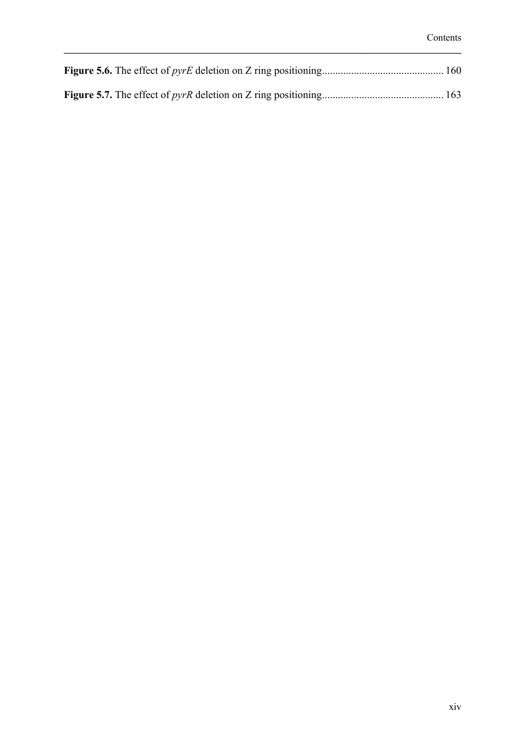**Figure 5.6.** The effect of *pyrE* deletion on Z ring positioning............................................ 160

**Figure 5.7.** The effect of *pyrR* deletion on Z ring positioning............................................ 163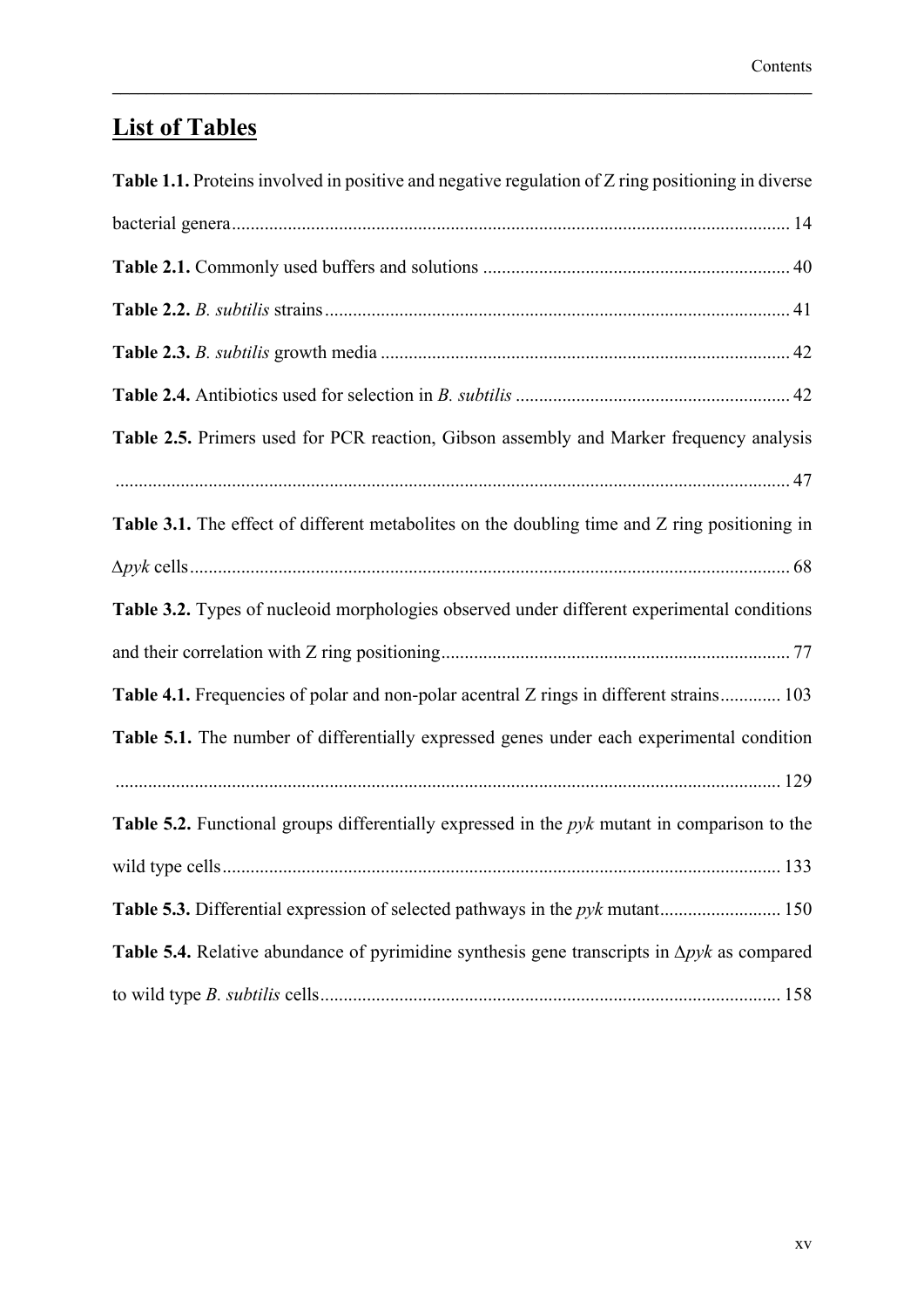## List of Tables

**Table 1.1.** Proteins involved in positive and negative regulation of Z ring positioning in diverse bacterial genera ........................................................................................................ 14

**Table 2.1.** Commonly used buffers and solutions ................................................................ 40

**Table 2.2.** *B. subtilis* strains .................................................................................................. 41

**Table 2.3.** *B. subtilis* growth media ...................................................................................... 42

**Table 2.4.** Antibiotics used for selection in *B. subtilis* .......................................................... 42

**Table 2.5.** Primers used for PCR reaction, Gibson assembly and Marker frequency analysis ................................................................................................................................. 47

**Table 3.1.** The effect of different metabolites on the doubling time and Z ring positioning in Δ*pyk* cells ................................................................................................................................. 68

**Table 3.2.** Types of nucleoid morphologies observed under different experimental conditions and their correlation with Z ring positioning .......................................................................... 77

**Table 4.1.** Frequencies of polar and non-polar acentral Z rings in different strains ............. 103

**Table 5.1.** The number of differentially expressed genes under each experimental condition ............................................................................................................................................. 129

**Table 5.2.** Functional groups differentially expressed in the *pyk* mutant in comparison to the wild type cells ....................................................................................................................... 133

**Table 5.3.** Differential expression of selected pathways in the *pyk* mutant .......................... 150

**Table 5.4.** Relative abundance of pyrimidine synthesis gene transcripts in Δ*pyk* as compared to wild type *B. subtilis* cells .................................................................................................. 158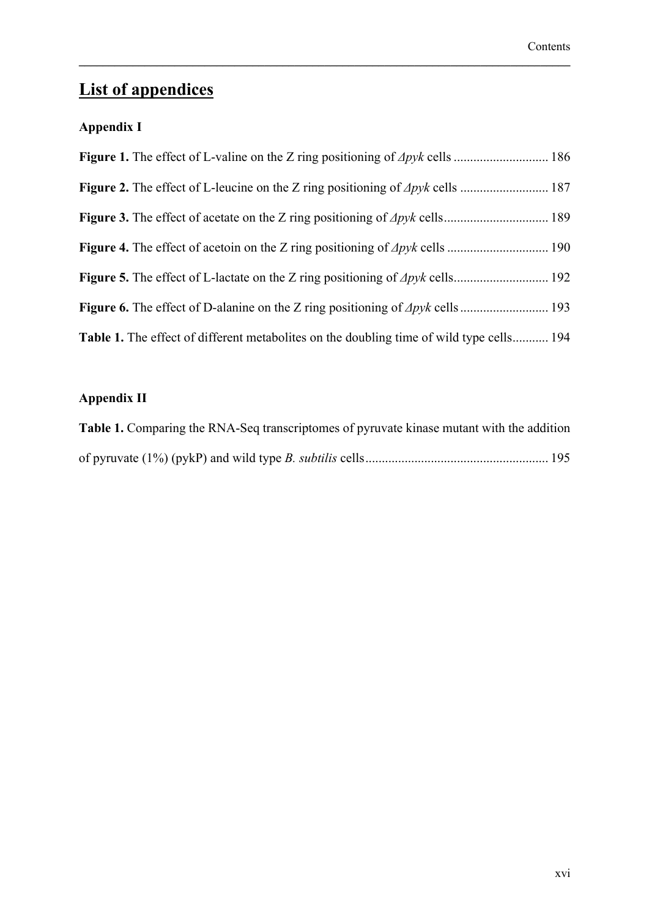# List of appendices

### Appendix I

**Figure 1.** The effect of L-valine on the Z ring positioning of *Δpyk* cells ............................ 186

**Figure 2.** The effect of L-leucine on the Z ring positioning of *Δpyk* cells ........................... 187

**Figure 3.** The effect of acetate on the Z ring positioning of *Δpyk* cells................................ 189

**Figure 4.** The effect of acetoin on the Z ring positioning of *Δpyk* cells .............................. 190

**Figure 5.** The effect of L-lactate on the Z ring positioning of *Δpyk* cells............................ 192

**Figure 6.** The effect of D-alanine on the Z ring positioning of *Δpyk* cells .......................... 193

**Table 1.** The effect of different metabolites on the doubling time of wild type cells........... 194

### Appendix II

**Table 1.** Comparing the RNA-Seq transcriptomes of pyruvate kinase mutant with the addition of pyruvate (1%) (pykP) and wild type *B. subtilis* cells....................................................... 195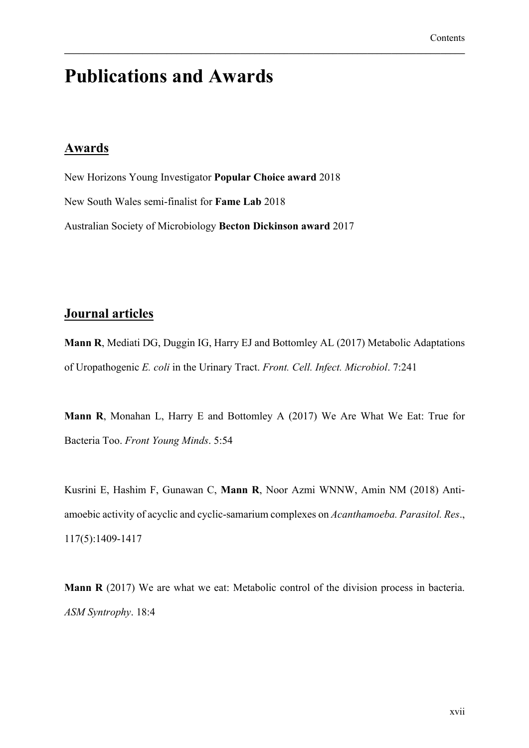# Publications and Awards

## Awards

New Horizons Young Investigator **Popular Choice award** 2018

New South Wales semi-finalist for **Fame Lab** 2018

Australian Society of Microbiology **Becton Dickinson award** 2017

## Journal articles

**Mann R**, Mediati DG, Duggin IG, Harry EJ and Bottomley AL (2017) Metabolic Adaptations of Uropathogenic *E. coli* in the Urinary Tract. *Front. Cell. Infect. Microbiol*. 7:241

**Mann R**, Monahan L, Harry E and Bottomley A (2017) We Are What We Eat: True for Bacteria Too. *Front Young Minds*. 5:54

Kusrini E, Hashim F, Gunawan C, **Mann R**, Noor Azmi WNNW, Amin NM (2018) Anti-amoebic activity of acyclic and cyclic-samarium complexes on *Acanthamoeba. Parasitol. Res*., 117(5):1409-1417

**Mann R** (2017) We are what we eat: Metabolic control of the division process in bacteria. *ASM Syntrophy*. 18:4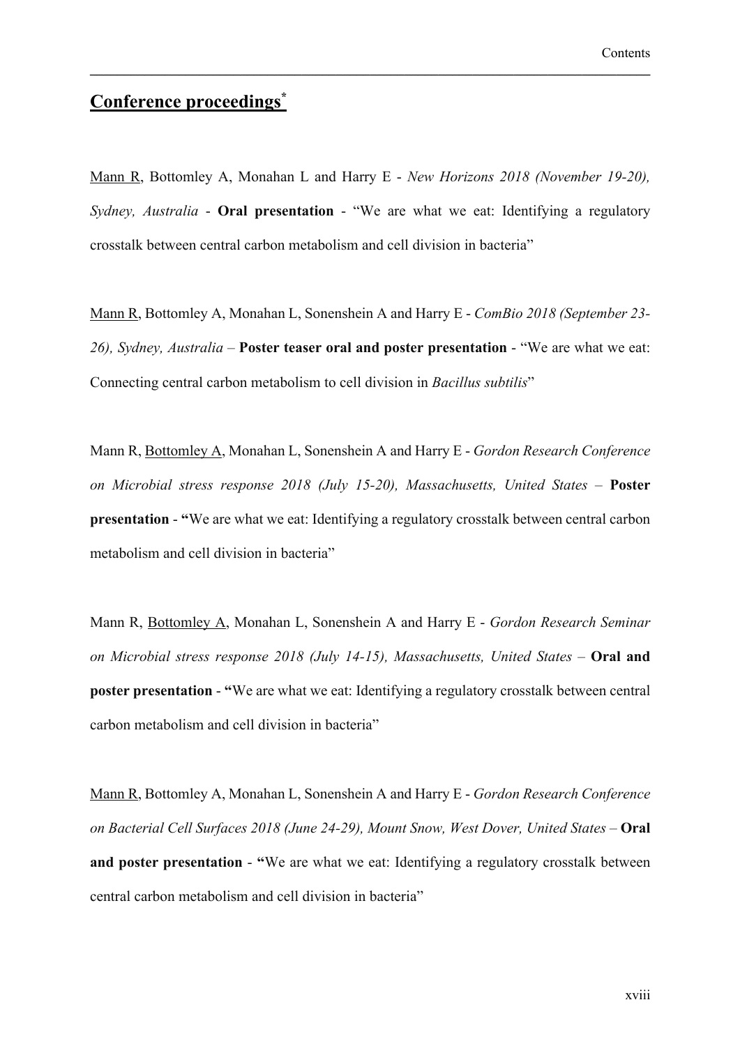## Conference proceedings*

<u>Mann R</u>, Bottomley A, Monahan L and Harry E - *New Horizons 2018 (November 19-20), Sydney, Australia* - **Oral presentation** - "We are what we eat: Identifying a regulatory crosstalk between central carbon metabolism and cell division in bacteria"

<u>Mann R</u>, Bottomley A, Monahan L, Sonenshein A and Harry E - *ComBio 2018 (September 23-26), Sydney, Australia* – **Poster teaser oral and poster presentation** - "We are what we eat: Connecting central carbon metabolism to cell division in *Bacillus subtilis*"

Mann R, <u>Bottomley A</u>, Monahan L, Sonenshein A and Harry E - *Gordon Research Conference on Microbial stress response 2018 (July 15-20), Massachusetts, United States* – **Poster presentation** - **"**We are what we eat: Identifying a regulatory crosstalk between central carbon metabolism and cell division in bacteria"

Mann R, <u>Bottomley A</u>, Monahan L, Sonenshein A and Harry E - *Gordon Research Seminar on Microbial stress response 2018 (July 14-15), Massachusetts, United States* – **Oral and poster presentation** - **"**We are what we eat: Identifying a regulatory crosstalk between central carbon metabolism and cell division in bacteria"

<u>Mann R</u>, Bottomley A, Monahan L, Sonenshein A and Harry E - *Gordon Research Conference on Bacterial Cell Surfaces 2018 (June 24-29), Mount Snow, West Dover, United States* – **Oral and poster presentation** - **"**We are what we eat: Identifying a regulatory crosstalk between central carbon metabolism and cell division in bacteria"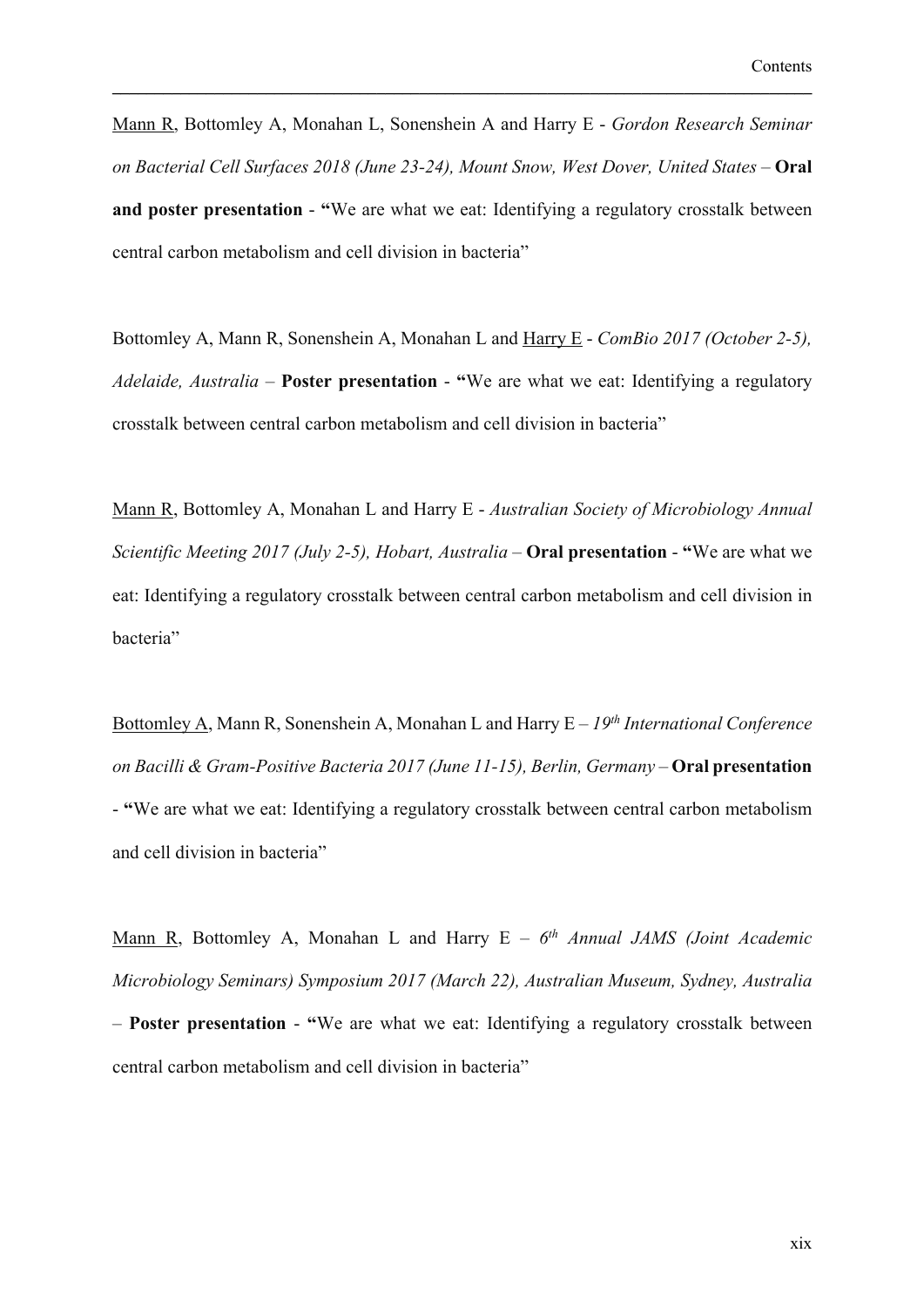<u>Mann R</u>, Bottomley A, Monahan L, Sonenshein A and Harry E - *Gordon Research Seminar on Bacterial Cell Surfaces 2018 (June 23-24), Mount Snow, West Dover, United States* – **Oral and poster presentation** - **"**We are what we eat: Identifying a regulatory crosstalk between central carbon metabolism and cell division in bacteria"

Bottomley A, Mann R, Sonenshein A, Monahan L and <u>Harry E</u> - *ComBio 2017 (October 2-5), Adelaide, Australia* – **Poster presentation** - **"**We are what we eat: Identifying a regulatory crosstalk between central carbon metabolism and cell division in bacteria"

<u>Mann R</u>, Bottomley A, Monahan L and Harry E - *Australian Society of Microbiology Annual Scientific Meeting 2017 (July 2-5), Hobart, Australia* – **Oral presentation** - **"**We are what we eat: Identifying a regulatory crosstalk between central carbon metabolism and cell division in bacteria"

<u>Bottomley A</u>, Mann R, Sonenshein A, Monahan L and Harry E – *19th International Conference on Bacilli & Gram-Positive Bacteria 2017 (June 11-15), Berlin, Germany* – **Oral presentation** - **"**We are what we eat: Identifying a regulatory crosstalk between central carbon metabolism and cell division in bacteria"

<u>Mann R</u>, Bottomley A, Monahan L and Harry E – *6th Annual JAMS (Joint Academic Microbiology Seminars) Symposium 2017 (March 22), Australian Museum, Sydney, Australia* – **Poster presentation** - **"**We are what we eat: Identifying a regulatory crosstalk between central carbon metabolism and cell division in bacteria"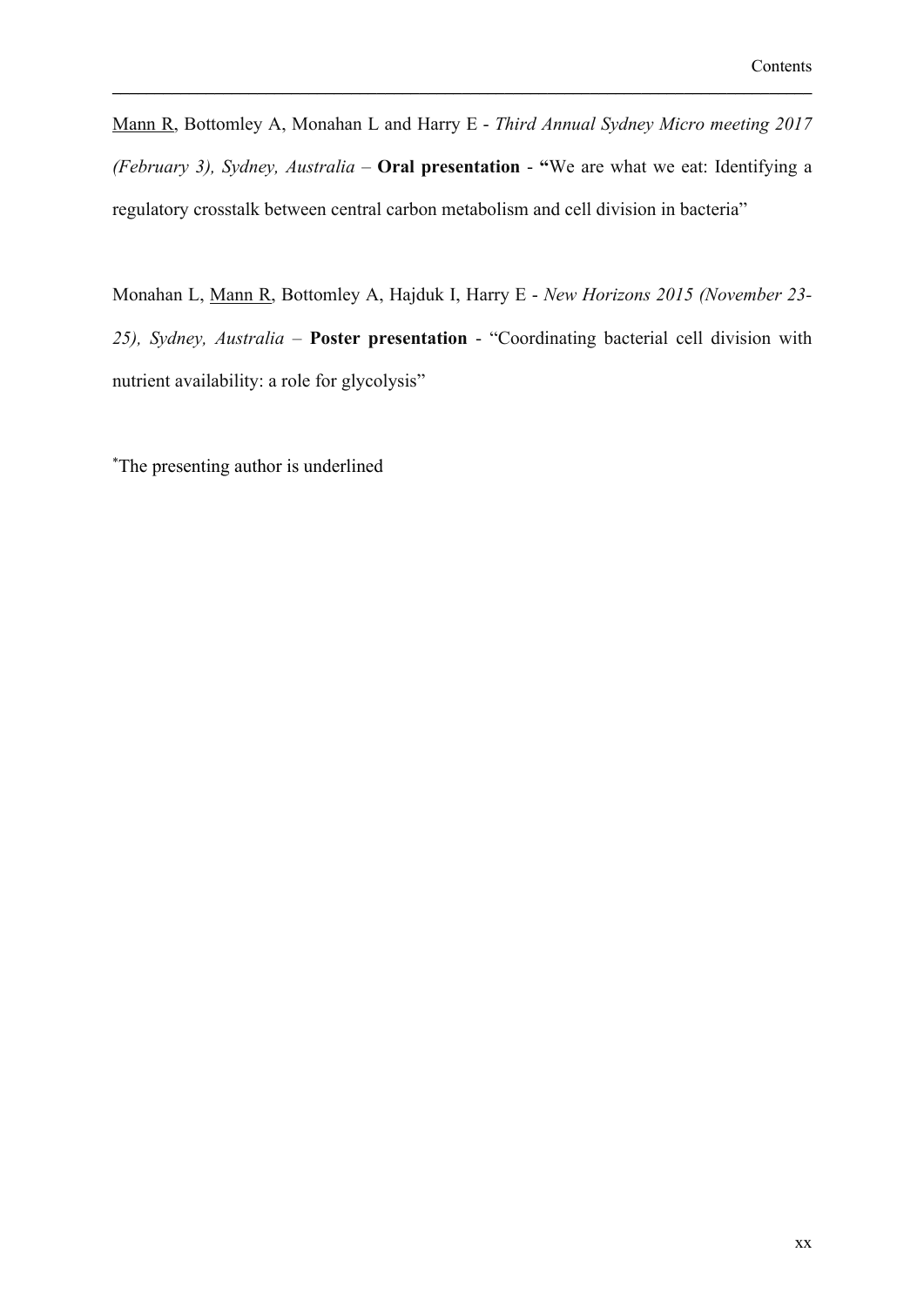<u>Mann R</u>, Bottomley A, Monahan L and Harry E - *Third Annual Sydney Micro meeting 2017 (February 3), Sydney, Australia* – **Oral presentation** - **"**We are what we eat: Identifying a regulatory crosstalk between central carbon metabolism and cell division in bacteria"

Monahan L, <u>Mann R</u>, Bottomley A, Hajduk I, Harry E - *New Horizons 2015 (November 23-25), Sydney, Australia* – **Poster presentation** - "Coordinating bacterial cell division with nutrient availability: a role for glycolysis"

*The presenting author is underlined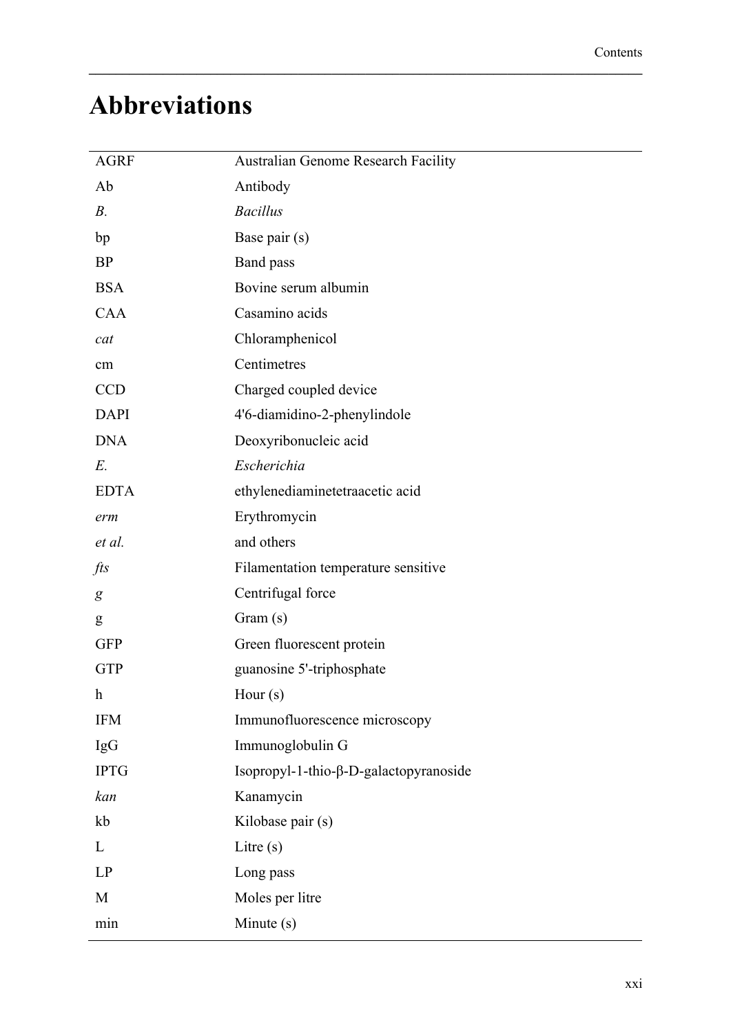# Abbreviations

| | |
|---|---|
| AGRF | Australian Genome Research Facility |
| Ab | Antibody |
| *B.* | *Bacillus* |
| bp | Base pair (s) |
| BP | Band pass |
| BSA | Bovine serum albumin |
| CAA | Casamino acids |
| *cat* | Chloramphenicol |
| cm | Centimetres |
| CCD | Charged coupled device |
| DAPI | 4'6-diamidino-2-phenylindole |
| DNA | Deoxyribonucleic acid |
| *E.* | *Escherichia* |
| EDTA | ethylenediaminetetraacetic acid |
| *erm* | Erythromycin |
| *et al.* | and others |
| *fts* | Filamentation temperature sensitive |
| *g* | Centrifugal force |
| g | Gram (s) |
| GFP | Green fluorescent protein |
| GTP | guanosine 5'-triphosphate |
| h | Hour (s) |
| IFM | Immunofluorescence microscopy |
| IgG | Immunoglobulin G |
| IPTG | Isopropyl-1-thio-β-D-galactopyranoside |
| *kan* | Kanamycin |
| kb | Kilobase pair (s) |
| L | Litre (s) |
| LP | Long pass |
| M | Moles per litre |
| min | Minute (s) |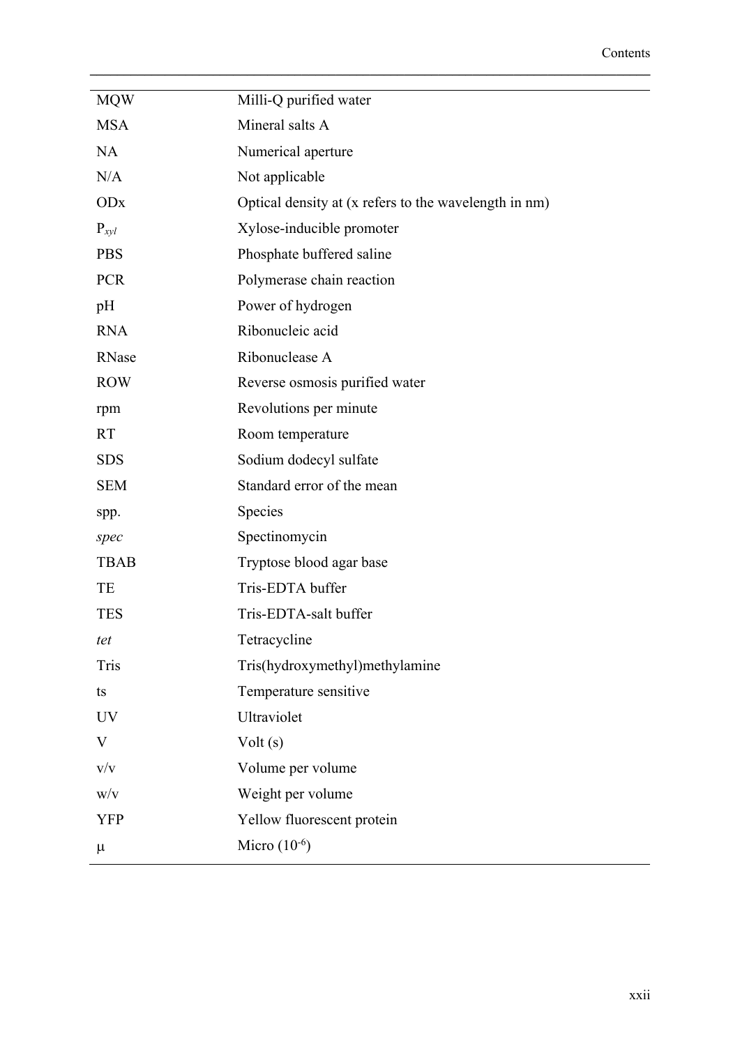| | |
|---|---|
| MQW | Milli-Q purified water |
| MSA | Mineral salts A |
| NA | Numerical aperture |
| N/A | Not applicable |
| ODx | Optical density at (x refers to the wavelength in nm) |
| $P_{xyl}$ | Xylose-inducible promoter |
| PBS | Phosphate buffered saline |
| PCR | Polymerase chain reaction |
| pH | Power of hydrogen |
| RNA | Ribonucleic acid |
| RNase | Ribonuclease A |
| ROW | Reverse osmosis purified water |
| rpm | Revolutions per minute |
| RT | Room temperature |
| SDS | Sodium dodecyl sulfate |
| SEM | Standard error of the mean |
| spp. | Species |
| *spec* | Spectinomycin |
| TBAB | Tryptose blood agar base |
| TE | Tris-EDTA buffer |
| TES | Tris-EDTA-salt buffer |
| *tet* | Tetracycline |
| Tris | Tris(hydroxymethyl)methylamine |
| ts | Temperature sensitive |
| UV | Ultraviolet |
| V | Volt (s) |
| v/v | Volume per volume |
| w/v | Weight per volume |
| YFP | Yellow fluorescent protein |
| μ | Micro ($10^{-6}$) |